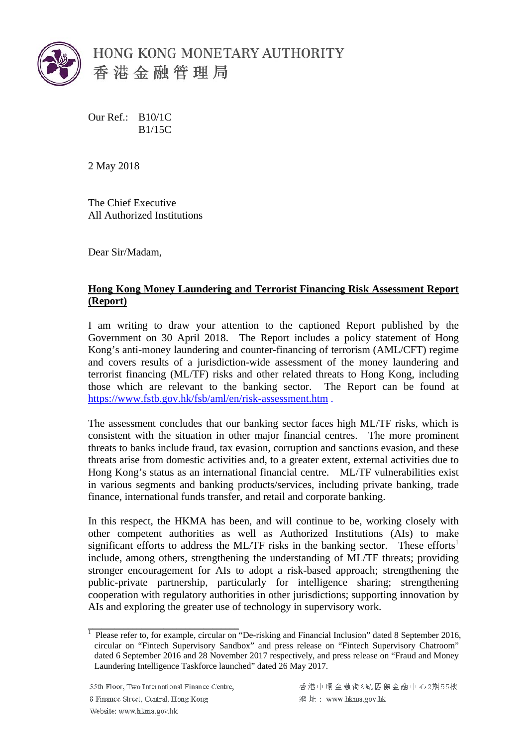HONG KONG MONETARY AUTHORITY
香港金融管理局

Our Ref.: B10/1C
B1/15C

2 May 2018

The Chief Executive
All Authorized Institutions

Dear Sir/Madam,

**Hong Kong Money Laundering and Terrorist Financing Risk Assessment Report (Report)**

I am writing to draw your attention to the captioned Report published by the Government on 30 April 2018. The Report includes a policy statement of Hong Kong's anti-money laundering and counter-financing of terrorism (AML/CFT) regime and covers results of a jurisdiction-wide assessment of the money laundering and terrorist financing (ML/TF) risks and other related threats to Hong Kong, including those which are relevant to the banking sector. The Report can be found at https://www.fstb.gov.hk/fsb/aml/en/risk-assessment.htm .

The assessment concludes that our banking sector faces high ML/TF risks, which is consistent with the situation in other major financial centres. The more prominent threats to banks include fraud, tax evasion, corruption and sanctions evasion, and these threats arise from domestic activities and, to a greater extent, external activities due to Hong Kong's status as an international financial centre. ML/TF vulnerabilities exist in various segments and banking products/services, including private banking, trade finance, international funds transfer, and retail and corporate banking.

In this respect, the HKMA has been, and will continue to be, working closely with other competent authorities as well as Authorized Institutions (AIs) to make significant efforts to address the ML/TF risks in the banking sector. These efforts[1] include, among others, strengthening the understanding of ML/TF threats; providing stronger encouragement for AIs to adopt a risk-based approach; strengthening the public-private partnership, particularly for intelligence sharing; strengthening cooperation with regulatory authorities in other jurisdictions; supporting innovation by AIs and exploring the greater use of technology in supervisory work.

[1] Please refer to, for example, circular on "De-risking and Financial Inclusion" dated 8 September 2016, circular on "Fintech Supervisory Sandbox" and press release on "Fintech Supervisory Chatroom" dated 6 September 2016 and 28 November 2017 respectively, and press release on "Fraud and Money Laundering Intelligence Taskforce launched" dated 26 May 2017.

55th Floor, Two International Finance Centre, 8 Finance Street, Central, Hong Kong
Website: www.hkma.gov.hk

香港中環金融街8號國際金融中心2期55樓
網址：www.hkma.gov.hk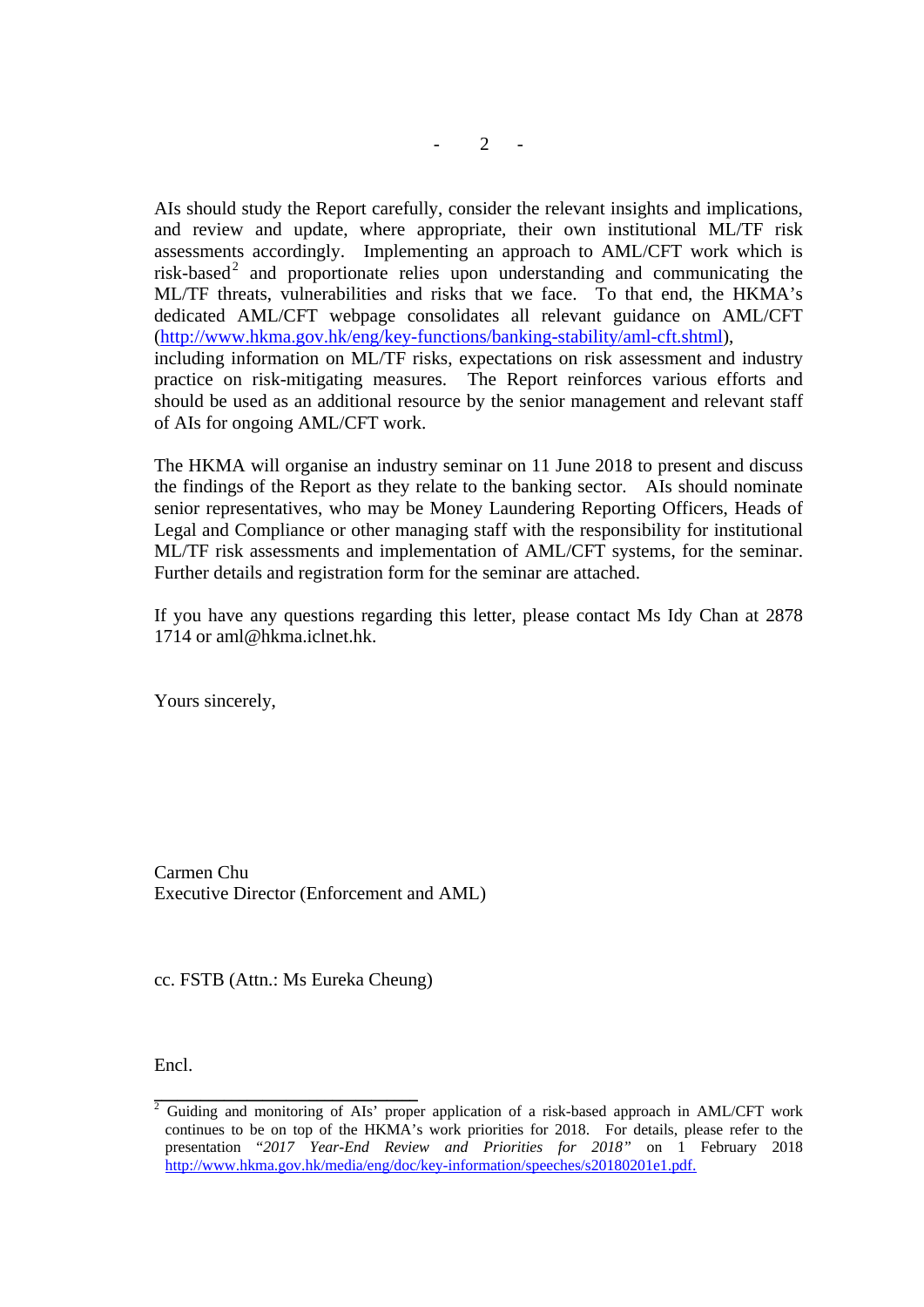AIs should study the Report carefully, consider the relevant insights and implications, and review and update, where appropriate, their own institutional ML/TF risk assessments accordingly. Implementing an approach to AML/CFT work which is risk-based[2] and proportionate relies upon understanding and communicating the ML/TF threats, vulnerabilities and risks that we face. To that end, the HKMA's dedicated AML/CFT webpage consolidates all relevant guidance on AML/CFT (http://www.hkma.gov.hk/eng/key-functions/banking-stability/aml-cft.shtml), including information on ML/TF risks, expectations on risk assessment and industry practice on risk-mitigating measures. The Report reinforces various efforts and should be used as an additional resource by the senior management and relevant staff of AIs for ongoing AML/CFT work.

The HKMA will organise an industry seminar on 11 June 2018 to present and discuss the findings of the Report as they relate to the banking sector. AIs should nominate senior representatives, who may be Money Laundering Reporting Officers, Heads of Legal and Compliance or other managing staff with the responsibility for institutional ML/TF risk assessments and implementation of AML/CFT systems, for the seminar. Further details and registration form for the seminar are attached.

If you have any questions regarding this letter, please contact Ms Idy Chan at 2878 1714 or aml@hkma.iclnet.hk.

Yours sincerely,

Carmen Chu
Executive Director (Enforcement and AML)

cc. FSTB (Attn.: Ms Eureka Cheung)

Encl.

---

[2] Guiding and monitoring of AIs' proper application of a risk-based approach in AML/CFT work continues to be on top of the HKMA's work priorities for 2018. For details, please refer to the presentation *"2017 Year-End Review and Priorities for 2018"* on 1 February 2018 http://www.hkma.gov.hk/media/eng/doc/key-information/speeches/s20180201e1.pdf.